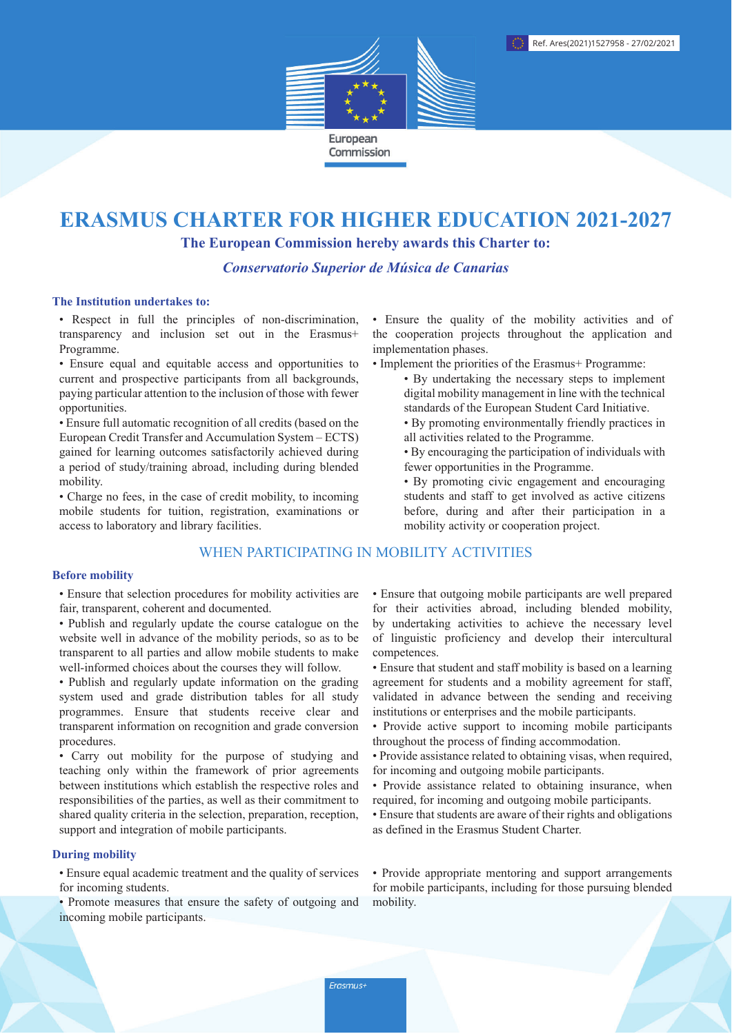Ref. Ares(2021)1527958 - 27/02/2021

European Commission

# ERASMUS CHARTER FOR HIGHER EDUCATION 2021-2027

**The European Commission hereby awards this Charter to:**

***Conservatorio Superior de Música de Canarias***

**The Institution undertakes to:**

- Respect in full the principles of non-discrimination, transparency and inclusion set out in the Erasmus+ Programme.
- Ensure equal and equitable access and opportunities to current and prospective participants from all backgrounds, paying particular attention to the inclusion of those with fewer opportunities.
- Ensure full automatic recognition of all credits (based on the European Credit Transfer and Accumulation System – ECTS) gained for learning outcomes satisfactorily achieved during a period of study/training abroad, including during blended mobility.
- Charge no fees, in the case of credit mobility, to incoming mobile students for tuition, registration, examinations or access to laboratory and library facilities.
- Ensure the quality of the mobility activities and of the cooperation projects throughout the application and implementation phases.
- Implement the priorities of the Erasmus+ Programme:
  - By undertaking the necessary steps to implement digital mobility management in line with the technical standards of the European Student Card Initiative.
  - By promoting environmentally friendly practices in all activities related to the Programme.
  - By encouraging the participation of individuals with fewer opportunities in the Programme.
  - By promoting civic engagement and encouraging students and staff to get involved as active citizens before, during and after their participation in a mobility activity or cooperation project.

## WHEN PARTICIPATING IN MOBILITY ACTIVITIES

**Before mobility**

- Ensure that selection procedures for mobility activities are fair, transparent, coherent and documented.
- Publish and regularly update the course catalogue on the website well in advance of the mobility periods, so as to be transparent to all parties and allow mobile students to make well-informed choices about the courses they will follow.
- Publish and regularly update information on the grading system used and grade distribution tables for all study programmes. Ensure that students receive clear and transparent information on recognition and grade conversion procedures.
- Carry out mobility for the purpose of studying and teaching only within the framework of prior agreements between institutions which establish the respective roles and responsibilities of the parties, as well as their commitment to shared quality criteria in the selection, preparation, reception, support and integration of mobile participants.
- Ensure that outgoing mobile participants are well prepared for their activities abroad, including blended mobility, by undertaking activities to achieve the necessary level of linguistic proficiency and develop their intercultural competences.
- Ensure that student and staff mobility is based on a learning agreement for students and a mobility agreement for staff, validated in advance between the sending and receiving institutions or enterprises and the mobile participants.
- Provide active support to incoming mobile participants throughout the process of finding accommodation.
- Provide assistance related to obtaining visas, when required, for incoming and outgoing mobile participants.
- Provide assistance related to obtaining insurance, when required, for incoming and outgoing mobile participants.
- Ensure that students are aware of their rights and obligations as defined in the Erasmus Student Charter.

**During mobility**

- Ensure equal academic treatment and the quality of services for incoming students.
- Promote measures that ensure the safety of outgoing and incoming mobile participants.
- Provide appropriate mentoring and support arrangements for mobile participants, including for those pursuing blended mobility.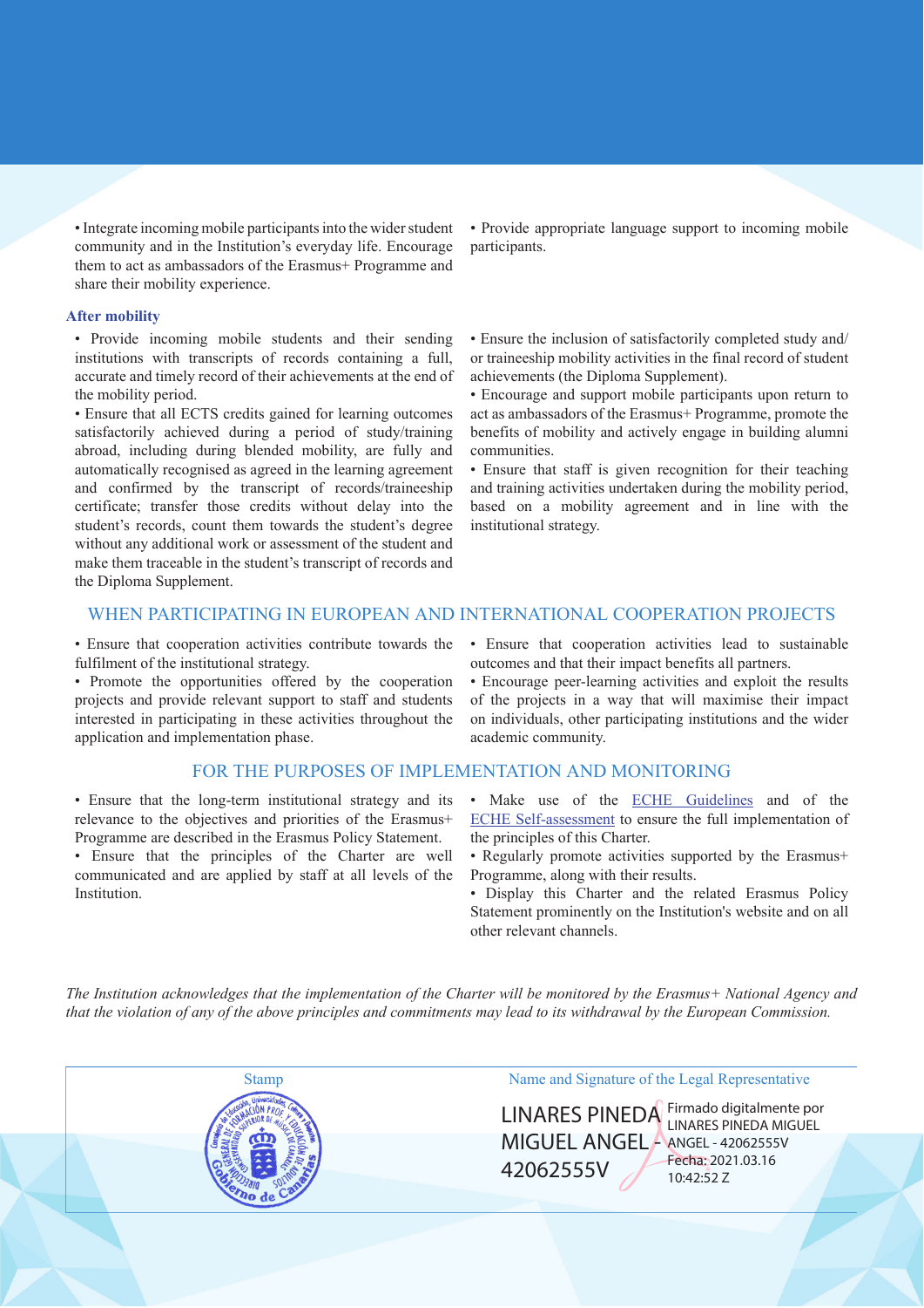- Integrate incoming mobile participants into the wider student community and in the Institution's everyday life. Encourage them to act as ambassadors of the Erasmus+ Programme and share their mobility experience.
- Provide appropriate language support to incoming mobile participants.

### After mobility

- Provide incoming mobile students and their sending institutions with transcripts of records containing a full, accurate and timely record of their achievements at the end of the mobility period.
- Ensure that all ECTS credits gained for learning outcomes satisfactorily achieved during a period of study/training abroad, including during blended mobility, are fully and automatically recognised as agreed in the learning agreement and confirmed by the transcript of records/traineeship certificate; transfer those credits without delay into the student's records, count them towards the student's degree without any additional work or assessment of the student and make them traceable in the student's transcript of records and the Diploma Supplement.
- Ensure the inclusion of satisfactorily completed study and/or traineeship mobility activities in the final record of student achievements (the Diploma Supplement).
- Encourage and support mobile participants upon return to act as ambassadors of the Erasmus+ Programme, promote the benefits of mobility and actively engage in building alumni communities.
- Ensure that staff is given recognition for their teaching and training activities undertaken during the mobility period, based on a mobility agreement and in line with the institutional strategy.

## WHEN PARTICIPATING IN EUROPEAN AND INTERNATIONAL COOPERATION PROJECTS

- Ensure that cooperation activities contribute towards the fulfilment of the institutional strategy.
- Promote the opportunities offered by the cooperation projects and provide relevant support to staff and students interested in participating in these activities throughout the application and implementation phase.
- Ensure that cooperation activities lead to sustainable outcomes and that their impact benefits all partners.
- Encourage peer-learning activities and exploit the results of the projects in a way that will maximise their impact on individuals, other participating institutions and the wider academic community.

## FOR THE PURPOSES OF IMPLEMENTATION AND MONITORING

- Ensure that the long-term institutional strategy and its relevance to the objectives and priorities of the Erasmus+ Programme are described in the Erasmus Policy Statement.
- Ensure that the principles of the Charter are well communicated and are applied by staff at all levels of the Institution.
- Make use of the ECHE Guidelines and of the ECHE Self-assessment to ensure the full implementation of the principles of this Charter.
- Regularly promote activities supported by the Erasmus+ Programme, along with their results.
- Display this Charter and the related Erasmus Policy Statement prominently on the Institution's website and on all other relevant channels.

*The Institution acknowledges that the implementation of the Charter will be monitored by the Erasmus+ National Agency and that the violation of any of the above principles and commitments may lead to its withdrawal by the European Commission.*

| Stamp | Name and Signature of the Legal Representative |
| --- | --- |
| Consejería de Educación, Universidades, Cultura y Deportes – Dirección General de Formación Prof. y Educación de Adultos – Conservatorio Superior de Música de Canarias – Gobierno de Canarias | LINARES PINEDA MIGUEL ANGEL - 42062555V<br>Firmado digitalmente por LINARES PINEDA MIGUEL ANGEL - 42062555V<br>Fecha: 2021.03.16 10:42:52 Z |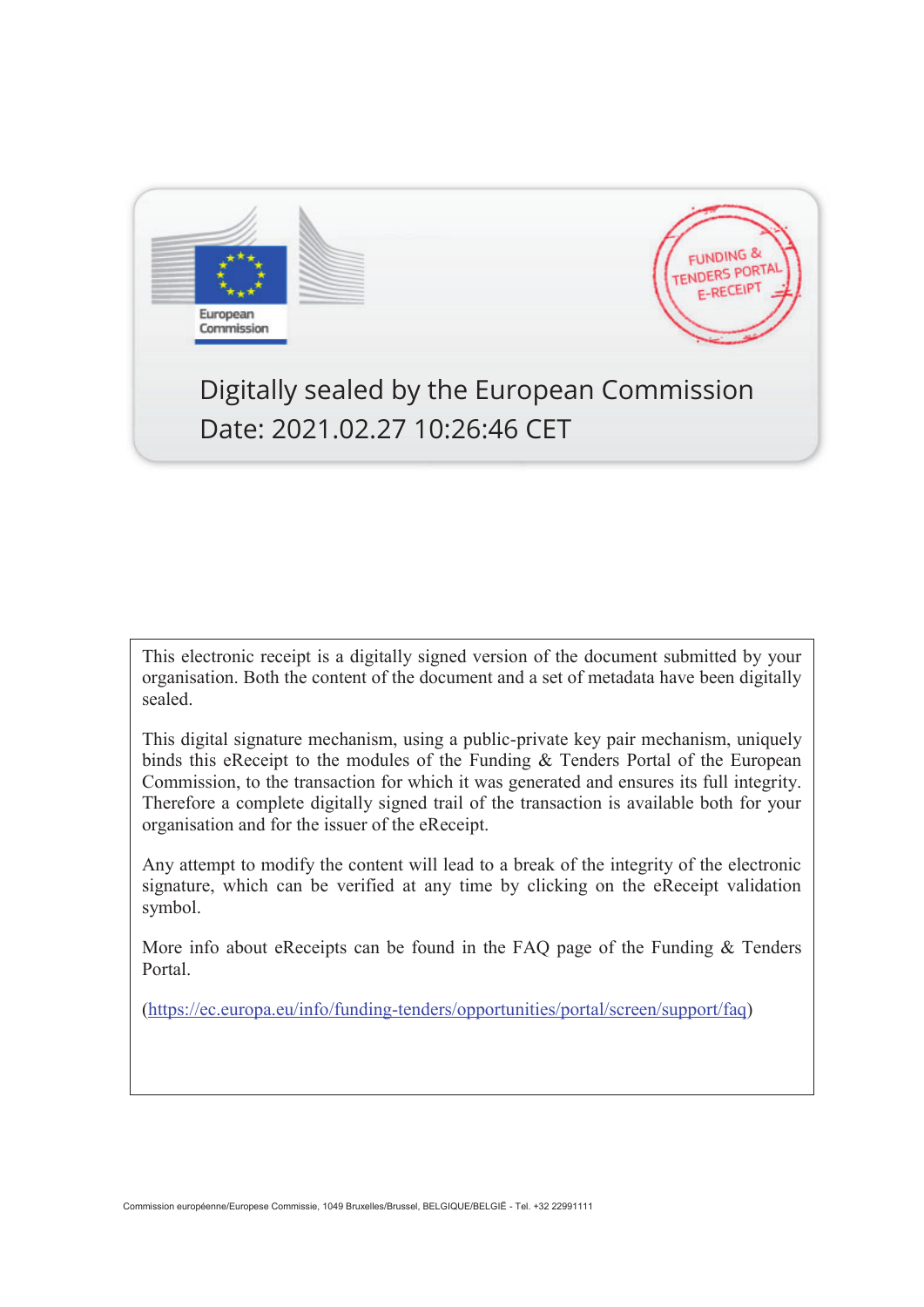European Commission

FUNDING & TENDERS PORTAL E-RECEIPT

Digitally sealed by the European Commission
Date: 2021.02.27 10:26:46 CET

This electronic receipt is a digitally signed version of the document submitted by your organisation. Both the content of the document and a set of metadata have been digitally sealed.

This digital signature mechanism, using a public-private key pair mechanism, uniquely binds this eReceipt to the modules of the Funding & Tenders Portal of the European Commission, to the transaction for which it was generated and ensures its full integrity. Therefore a complete digitally signed trail of the transaction is available both for your organisation and for the issuer of the eReceipt.

Any attempt to modify the content will lead to a break of the integrity of the electronic signature, which can be verified at any time by clicking on the eReceipt validation symbol.

More info about eReceipts can be found in the FAQ page of the Funding & Tenders Portal.

(https://ec.europa.eu/info/funding-tenders/opportunities/portal/screen/support/faq)

Commission européenne/Europese Commissie, 1049 Bruxelles/Brussel, BELGIQUE/BELGIË - Tel. +32 22991111